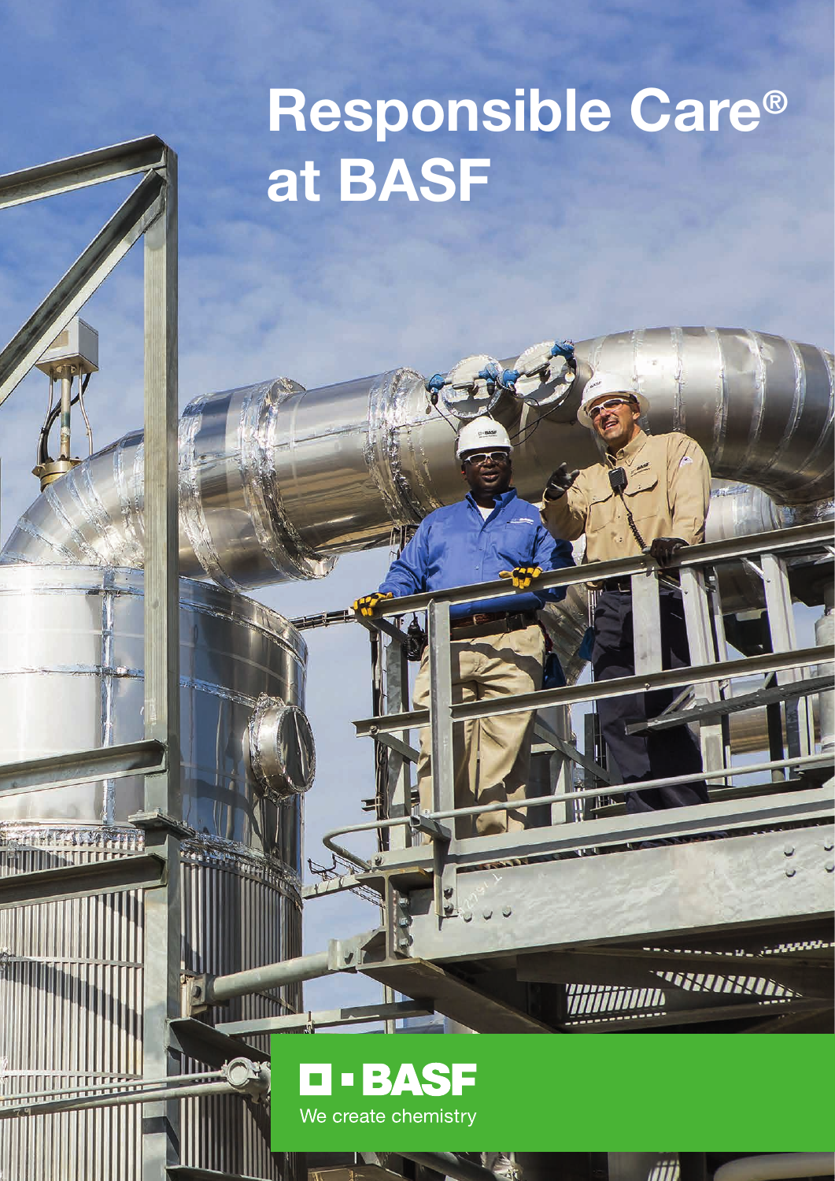# Responsible Care® at BASF

BASF

We create chemistry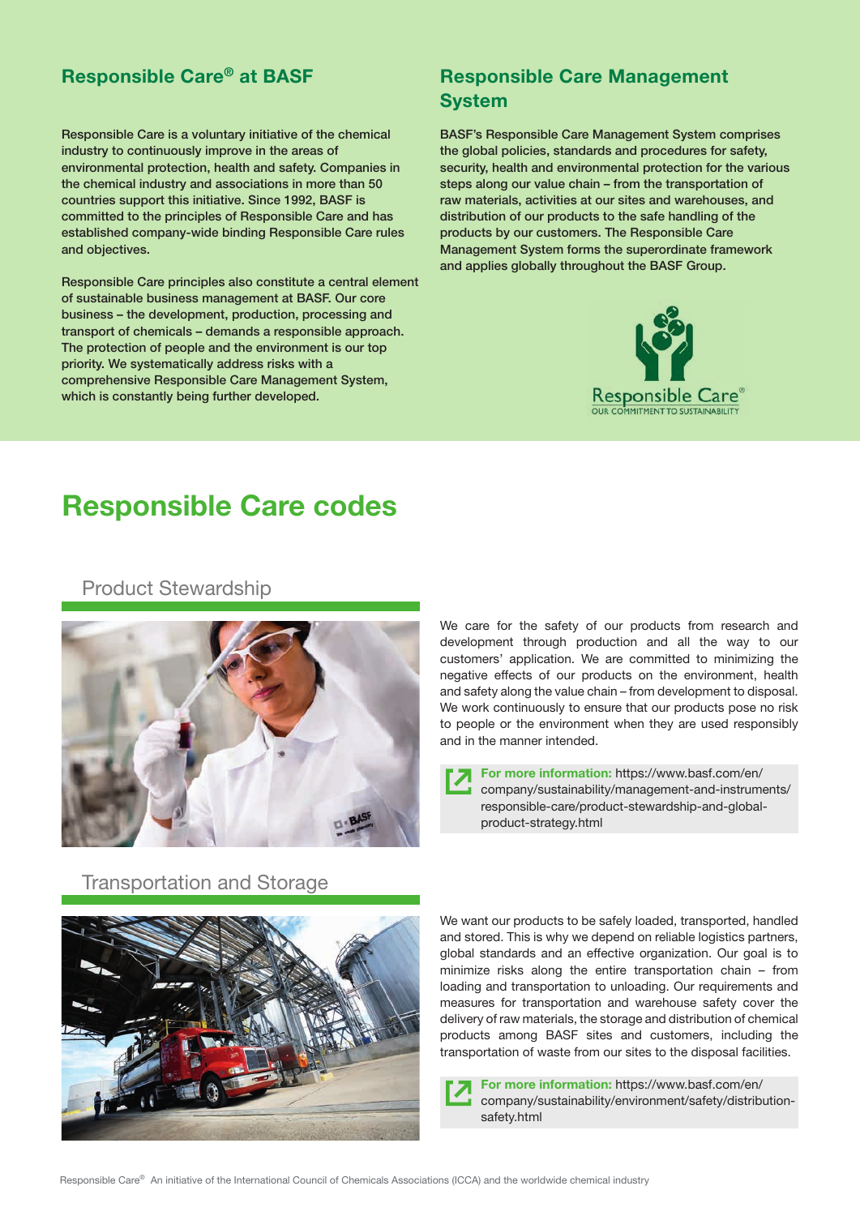## Responsible Care® at BASF

Responsible Care is a voluntary initiative of the chemical industry to continuously improve in the areas of environmental protection, health and safety. Companies in the chemical industry and associations in more than 50 countries support this initiative. Since 1992, BASF is committed to the principles of Responsible Care and has established company-wide binding Responsible Care rules and objectives.

Responsible Care principles also constitute a central element of sustainable business management at BASF. Our core business – the development, production, processing and transport of chemicals – demands a responsible approach. The protection of people and the environment is our top priority. We systematically address risks with a comprehensive Responsible Care Management System, which is constantly being further developed.

## Responsible Care Management System

BASF's Responsible Care Management System comprises the global policies, standards and procedures for safety, security, health and environmental protection for the various steps along our value chain – from the transportation of raw materials, activities at our sites and warehouses, and distribution of our products to the safe handling of the products by our customers. The Responsible Care Management System forms the superordinate framework and applies globally throughout the BASF Group.

Responsible Care®
OUR COMMITMENT TO SUSTAINABILITY

# Responsible Care codes

### Product Stewardship

We care for the safety of our products from research and development through production and all the way to our customers' application. We are committed to minimizing the negative effects of our products on the environment, health and safety along the value chain – from development to disposal. We work continuously to ensure that our products pose no risk to people or the environment when they are used responsibly and in the manner intended.

**For more information:** https://www.basf.com/en/company/sustainability/management-and-instruments/responsible-care/product-stewardship-and-global-product-strategy.html

### Transportation and Storage

We want our products to be safely loaded, transported, handled and stored. This is why we depend on reliable logistics partners, global standards and an effective organization. Our goal is to minimize risks along the entire transportation chain – from loading and transportation to unloading. Our requirements and measures for transportation and warehouse safety cover the delivery of raw materials, the storage and distribution of chemical products among BASF sites and customers, including the transportation of waste from our sites to the disposal facilities.

**For more information:** https://www.basf.com/en/company/sustainability/environment/safety/distribution-safety.html

Responsible Care® An initiative of the International Council of Chemicals Associations (ICCA) and the worldwide chemical industry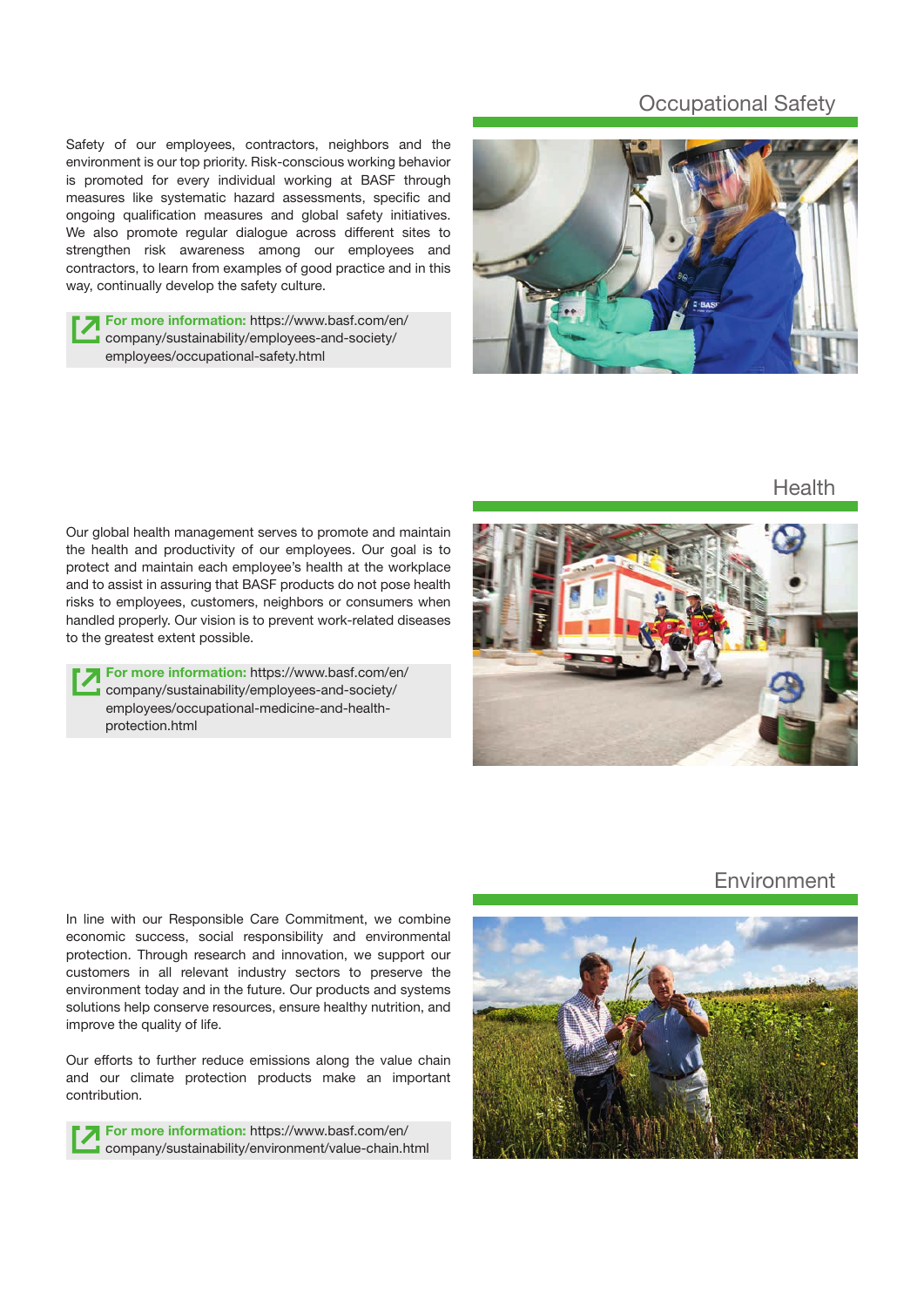## Occupational Safety

Safety of our employees, contractors, neighbors and the environment is our top priority. Risk-conscious working behavior is promoted for every individual working at BASF through measures like systematic hazard assessments, specific and ongoing qualification measures and global safety initiatives. We also promote regular dialogue across different sites to strengthen risk awareness among our employees and contractors, to learn from examples of good practice and in this way, continually develop the safety culture.

**For more information:** https://www.basf.com/en/company/sustainability/employees-and-society/employees/occupational-safety.html

## Health

Our global health management serves to promote and maintain the health and productivity of our employees. Our goal is to protect and maintain each employee's health at the workplace and to assist in assuring that BASF products do not pose health risks to employees, customers, neighbors or consumers when handled properly. Our vision is to prevent work-related diseases to the greatest extent possible.

**For more information:** https://www.basf.com/en/company/sustainability/employees-and-society/employees/occupational-medicine-and-health-protection.html

## Environment

In line with our Responsible Care Commitment, we combine economic success, social responsibility and environmental protection. Through research and innovation, we support our customers in all relevant industry sectors to preserve the environment today and in the future. Our products and systems solutions help conserve resources, ensure healthy nutrition, and improve the quality of life.

Our efforts to further reduce emissions along the value chain and our climate protection products make an important contribution.

**For more information:** https://www.basf.com/en/company/sustainability/environment/value-chain.html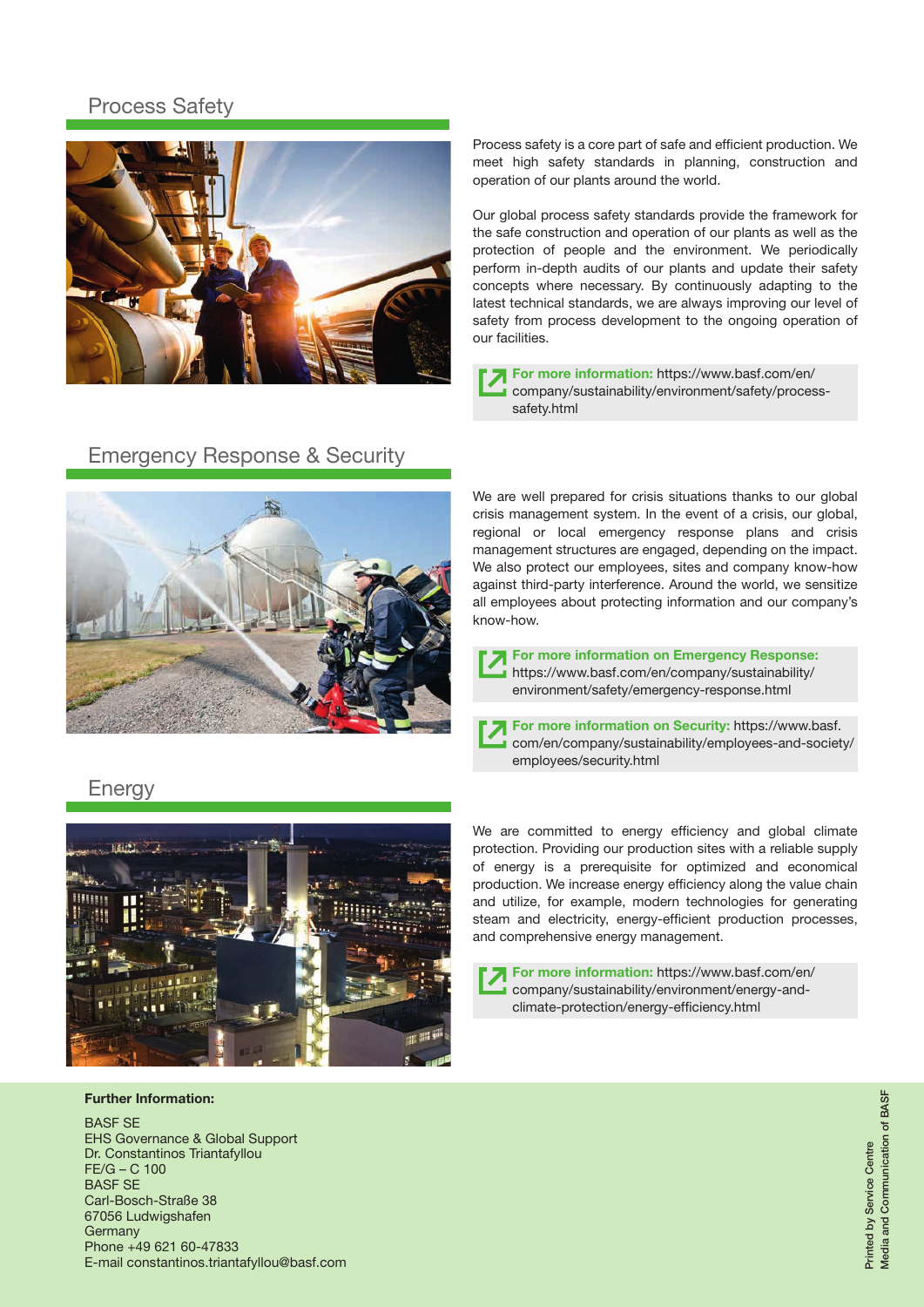## Process Safety

Process safety is a core part of safe and efficient production. We meet high safety standards in planning, construction and operation of our plants around the world.

Our global process safety standards provide the framework for the safe construction and operation of our plants as well as the protection of people and the environment. We periodically perform in-depth audits of our plants and update their safety concepts where necessary. By continuously adapting to the latest technical standards, we are always improving our level of safety from process development to the ongoing operation of our facilities.

**For more information:** https://www.basf.com/en/company/sustainability/environment/safety/process-safety.html

## Emergency Response & Security

We are well prepared for crisis situations thanks to our global crisis management system. In the event of a crisis, our global, regional or local emergency response plans and crisis management structures are engaged, depending on the impact. We also protect our employees, sites and company know-how against third-party interference. Around the world, we sensitize all employees about protecting information and our company's know-how.

**For more information on Emergency Response:** https://www.basf.com/en/company/sustainability/environment/safety/emergency-response.html

**For more information on Security:** https://www.basf.com/en/company/sustainability/employees-and-society/employees/security.html

## Energy

We are committed to energy efficiency and global climate protection. Providing our production sites with a reliable supply of energy is a prerequisite for optimized and economical production. We increase energy efficiency along the value chain and utilize, for example, modern technologies for generating steam and electricity, energy-efficient production processes, and comprehensive energy management.

**For more information:** https://www.basf.com/en/company/sustainability/environment/energy-and-climate-protection/energy-efficiency.html

**Further Information:**

BASF SE
EHS Governance & Global Support
Dr. Constantinos Triantafyllou
FE/G – C 100
BASF SE
Carl-Bosch-Straße 38
67056 Ludwigshafen
Germany
Phone +49 621 60-47833
E-mail constantinos.triantafyllou@basf.com

Printed by Service Centre Media and Communication of BASF